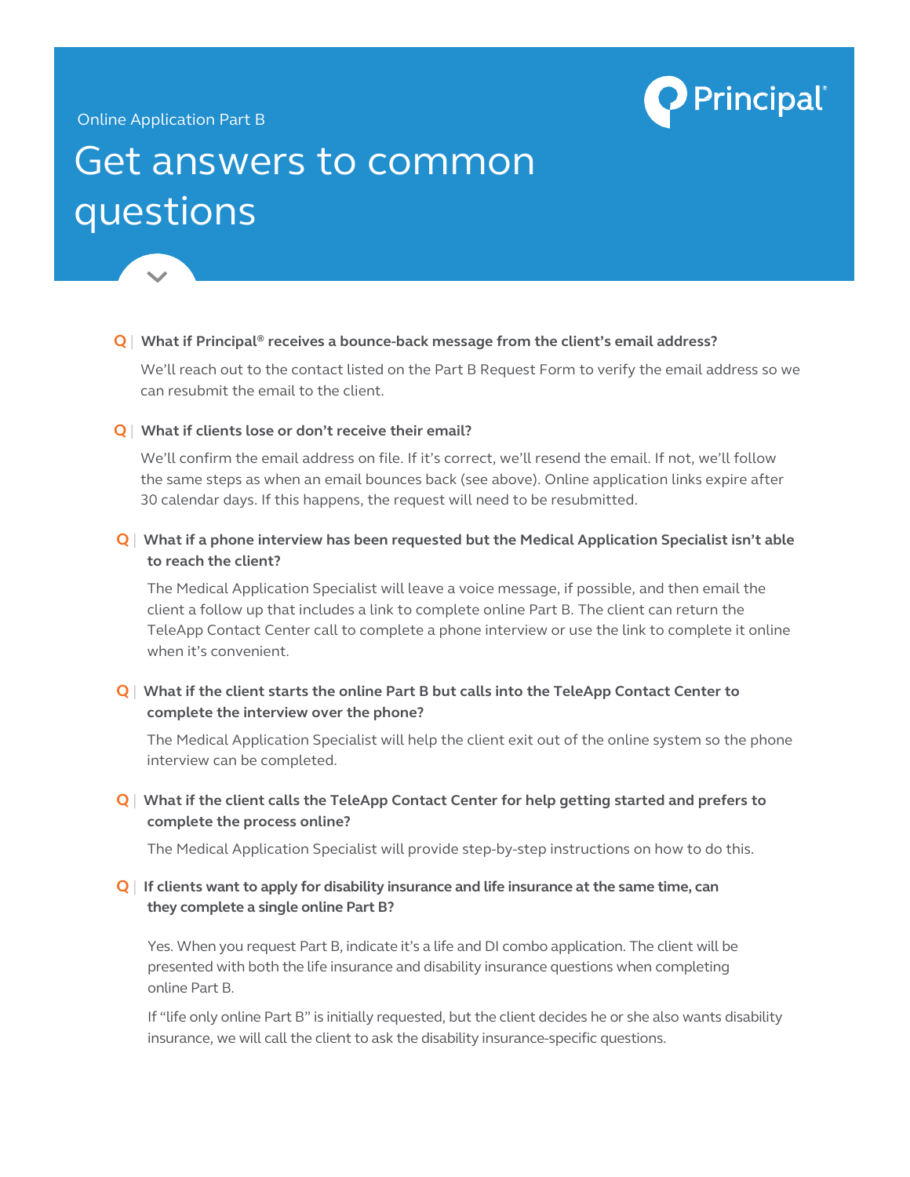Online Application Part B

# Get answers to common questions

**Q | What if Principal® receives a bounce-back message from the client's email address?**

We'll reach out to the contact listed on the Part B Request Form to verify the email address so we can resubmit the email to the client.

**Q | What if clients lose or don't receive their email?**

We'll confirm the email address on file. If it's correct, we'll resend the email. If not, we'll follow the same steps as when an email bounces back (see above). Online application links expire after 30 calendar days. If this happens, the request will need to be resubmitted.

**Q | What if a phone interview has been requested but the Medical Application Specialist isn't able to reach the client?**

The Medical Application Specialist will leave a voice message, if possible, and then email the client a follow up that includes a link to complete online Part B. The client can return the TeleApp Contact Center call to complete a phone interview or use the link to complete it online when it's convenient.

**Q | What if the client starts the online Part B but calls into the TeleApp Contact Center to complete the interview over the phone?**

The Medical Application Specialist will help the client exit out of the online system so the phone interview can be completed.

**Q | What if the client calls the TeleApp Contact Center for help getting started and prefers to complete the process online?**

The Medical Application Specialist will provide step-by-step instructions on how to do this.

**Q | If clients want to apply for disability insurance and life insurance at the same time, can they complete a single online Part B?**

Yes. When you request Part B, indicate it's a life and DI combo application. The client will be presented with both the life insurance and disability insurance questions when completing online Part B.

If "life only online Part B" is initially requested, but the client decides he or she also wants disability insurance, we will call the client to ask the disability insurance-specific questions.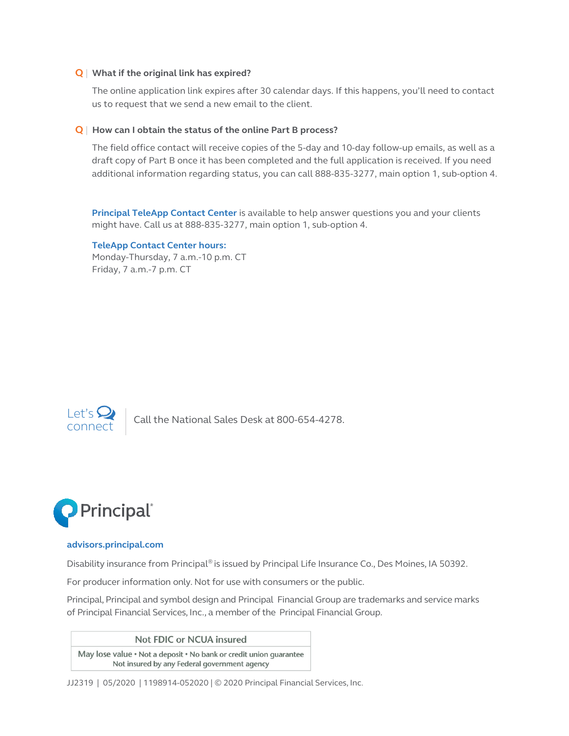**Q | What if the original link has expired?**

The online application link expires after 30 calendar days. If this happens, you'll need to contact us to request that we send a new email to the client.

**Q | How can I obtain the status of the online Part B process?**

The field office contact will receive copies of the 5-day and 10-day follow-up emails, as well as a draft copy of Part B once it has been completed and the full application is received. If you need additional information regarding status, you can call 888-835-3277, main option 1, sub-option 4.

**Principal TeleApp Contact Center** is available to help answer questions you and your clients might have. Call us at 888-835-3277, main option 1, sub-option 4.

**TeleApp Contact Center hours:**
Monday-Thursday, 7 a.m.-10 p.m. CT
Friday, 7 a.m.-7 p.m. CT

Let's connect | Call the National Sales Desk at 800-654-4278.

Principal®

**advisors.principal.com**

Disability insurance from Principal® is issued by Principal Life Insurance Co., Des Moines, IA 50392.

For producer information only. Not for use with consumers or the public.

Principal, Principal and symbol design and Principal Financial Group are trademarks and service marks of Principal Financial Services, Inc., a member of the Principal Financial Group.

| Not FDIC or NCUA insured |
| --- |
| May lose value • Not a deposit • No bank or credit union guarantee<br>Not insured by any Federal government agency |

JJ2319 | 05/2020 | 1198914-052020 | © 2020 Principal Financial Services, Inc.